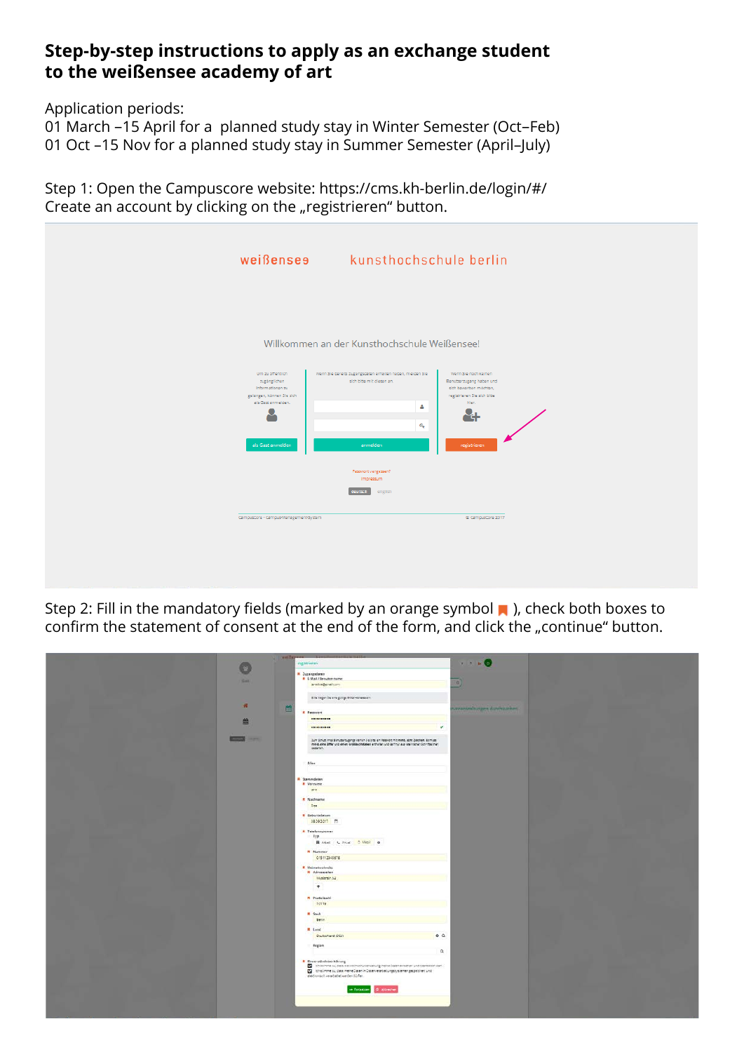# Step-by-step instructions to apply as an exchange student to the weißensee academy of art

Application periods:
01 March –15 April for a planned study stay in Winter Semester (Oct–Feb)
01 Oct –15 Nov for a planned study stay in Summer Semester (April–July)

Step 1: Open the Campuscore website: https://cms.kh-berlin.de/login/#/
Create an account by clicking on the „registrieren" button.

Step 2: Fill in the mandatory fields (marked by an orange symbol ), check both boxes to confirm the statement of consent at the end of the form, and click the „continue" button.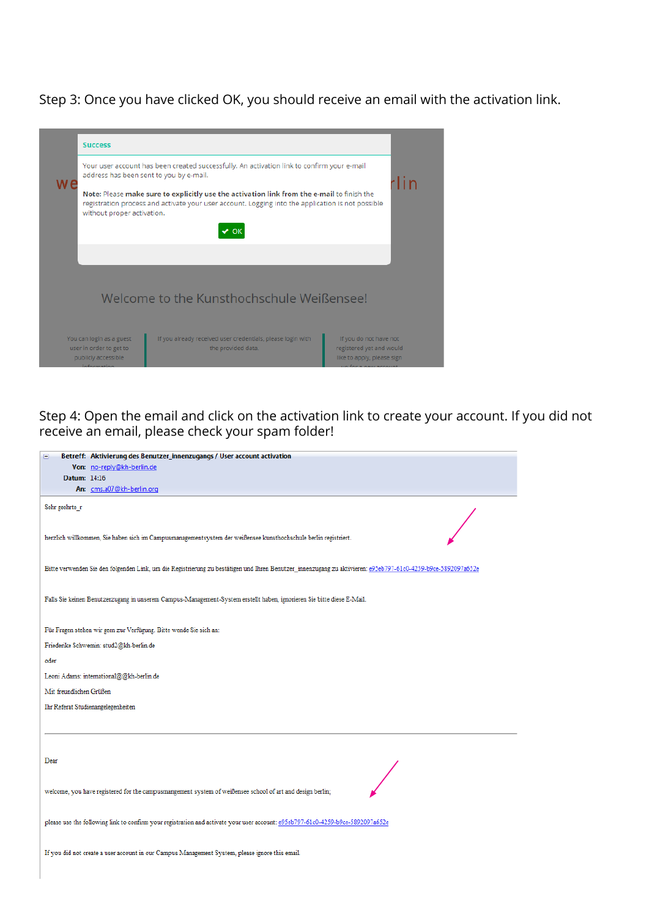Step 3: Once you have clicked OK, you should receive an email with the activation link.

**Success**

Your user account has been created successfully. An activation link to confirm your e-mail address has been sent to you by e-mail.

**Note:** Please **make sure to explicitly use the activation link from the e-mail** to finish the registration process and activate your user account. Logging into the application is not possible without proper activation.

OK

Welcome to the Kunsthochschule Weißensee!

You can login as a guest user in order to get to publicly accessible information

If you already received user credentials, please login with the provided data.

If you do not have not registered yet and would like to apply, please sign up for a new account

Step 4: Open the email and click on the activation link to create your account. If you did not receive an email, please check your spam folder!

**Betreff:** Aktivierung des Benutzer_innenzugangs / User account activation
**Von:** no-reply@kh-berlin.de
**Datum:** 14:16
**An:** cms.a07@kh-berlin.org

Sehr geehrte_r

herzlich willkommen, Sie haben sich im Campusmanagementsystem der weißensee kunsthochschule berlin registriert.

Bitte verwenden Sie den folgenden Link, um die Registrierung zu bestätigen und Ihren Benutzer_innenzugang zu aktivieren: e95eb797-61c0-4259-b9ce-5892097a652e

Falls Sie keinen Benutzerzugang in unserem Campus-Management-System erstellt haben, ignorieren Sie bitte diese E-Mail.

Für Fragen stehen wir gern zur Verfügung. Bitte wende Sie sich an:

Friederike Schwemin: stud2@kh-berlin.de

oder

Leoni Adams: international@@kh-berlin.de

Mit freundlichen Grüßen

Ihr Referat Studienangelegenheiten

---

Dear

welcome, you have registered for the campusmangement system of weißensee school of art and design berlin;

please use the following link to confirm your registration and activate your user account: e95eb797-61c0-4259-b9ce-5892097a652e

If you did not create a user account in our Campus Management System, please ignore this email.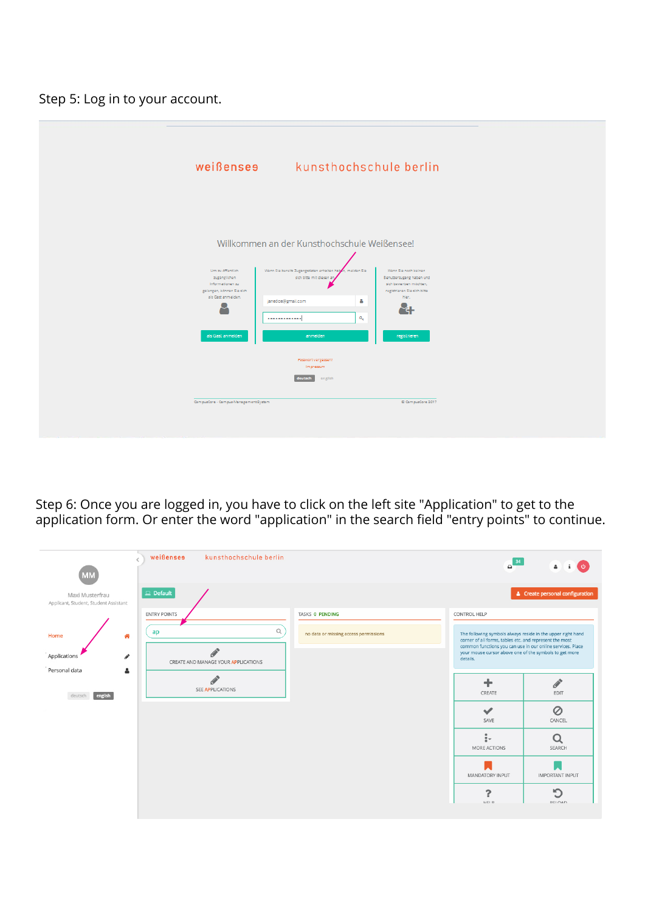Step 5: Log in to your account.

Step 6: Once you are logged in, you have to click on the left site "Application" to get to the application form. Or enter the word "application" in the search field "entry points" to continue.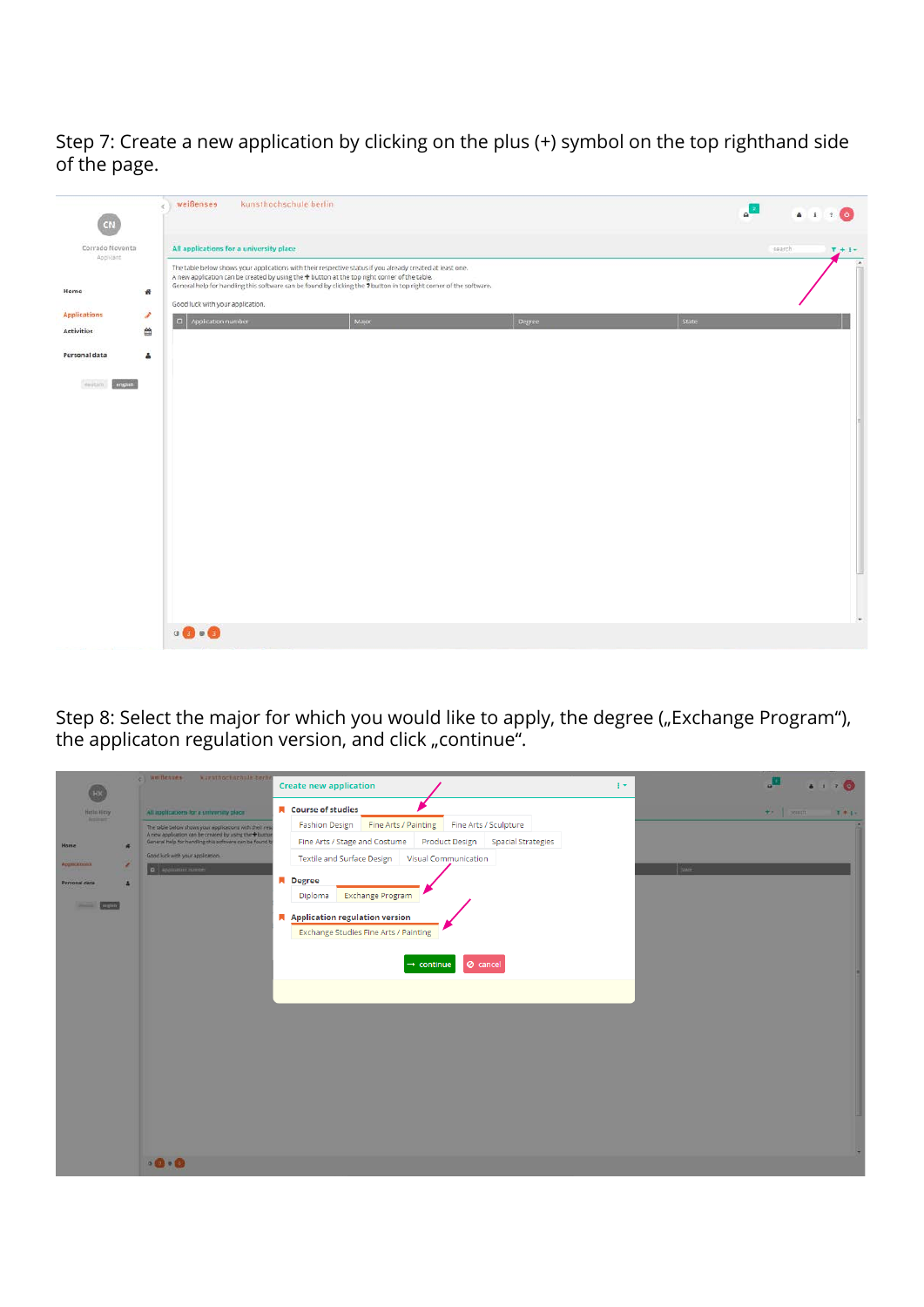Step 7: Create a new application by clicking on the plus (+) symbol on the top righthand side of the page.

Step 8: Select the major for which you would like to apply, the degree („Exchange Program"), the applicaton regulation version, and click „continue".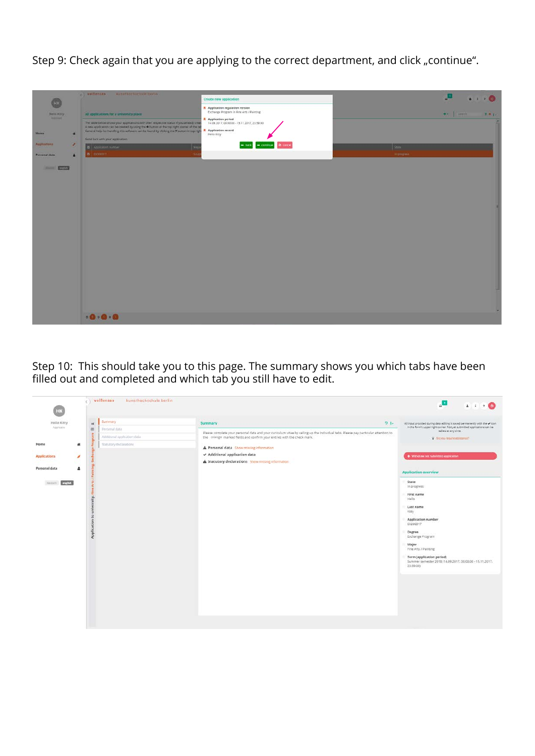Step 9: Check again that you are applying to the correct department, and click „continue“.

Step 10: This should take you to this page. The summary shows you which tabs have been filled out and completed and which tab you still have to edit.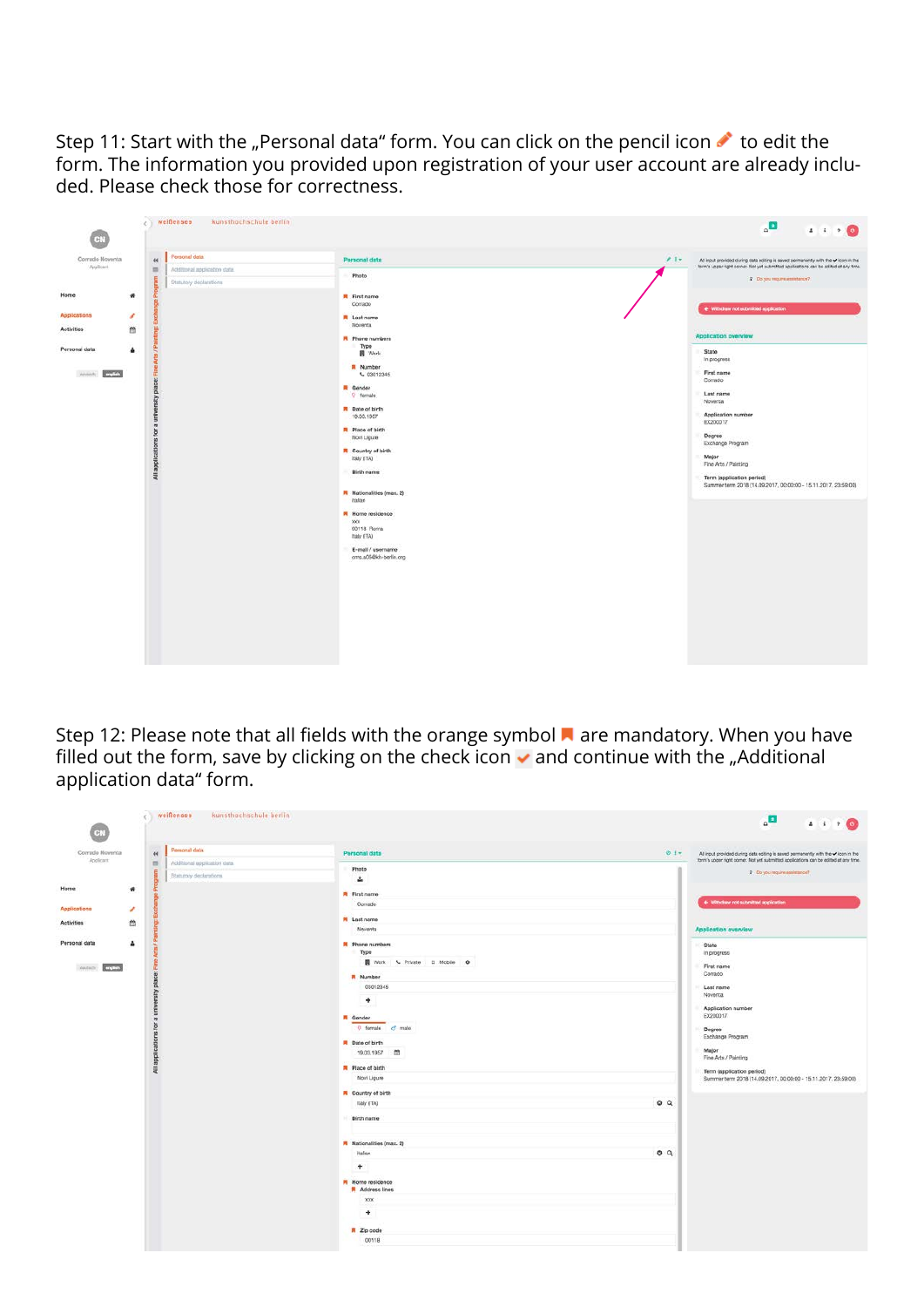Step 11: Start with the „Personal data" form. You can click on the pencil icon to edit the form. The information you provided upon registration of your user account are already included. Please check those for correctness.

Step 12: Please note that all fields with the orange symbol are mandatory. When you have filled out the form, save by clicking on the check icon and continue with the „Additional application data" form.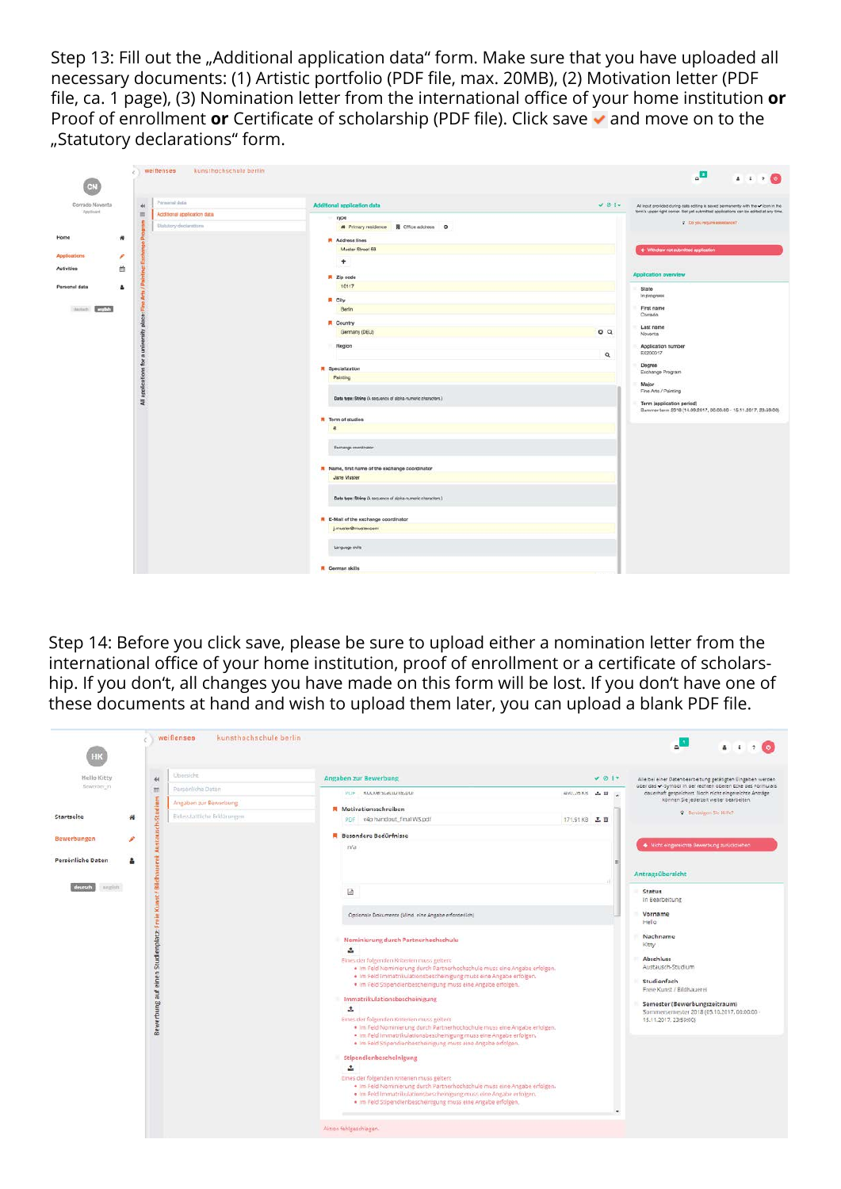Step 13: Fill out the „Additional application data" form. Make sure that you have uploaded all necessary documents: (1) Artistic portfolio (PDF file, max. 20MB), (2) Motivation letter (PDF file, ca. 1 page), (3) Nomination letter from the international office of your home institution **or** Proof of enrollment **or** Certificate of scholarship (PDF file). Click save ✔ and move on to the „Statutory declarations" form.

Step 14: Before you click save, please be sure to upload either a nomination letter from the international office of your home institution, proof of enrollment or a certificate of scholarship. If you don't, all changes you have made on this form will be lost. If you don't have one of these documents at hand and wish to upload them later, you can upload a blank PDF file.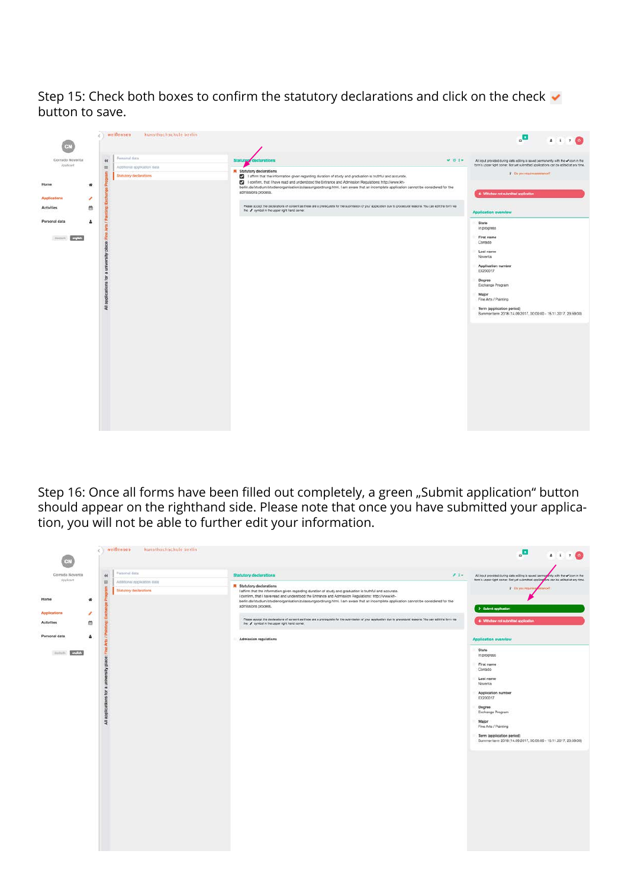Step 15: Check both boxes to confirm the statutory declarations and click on the check ✔ button to save.

Step 16: Once all forms have been filled out completely, a green „Submit application" button should appear on the righthand side. Please note that once you have submitted your application, you will not be able to further edit your information.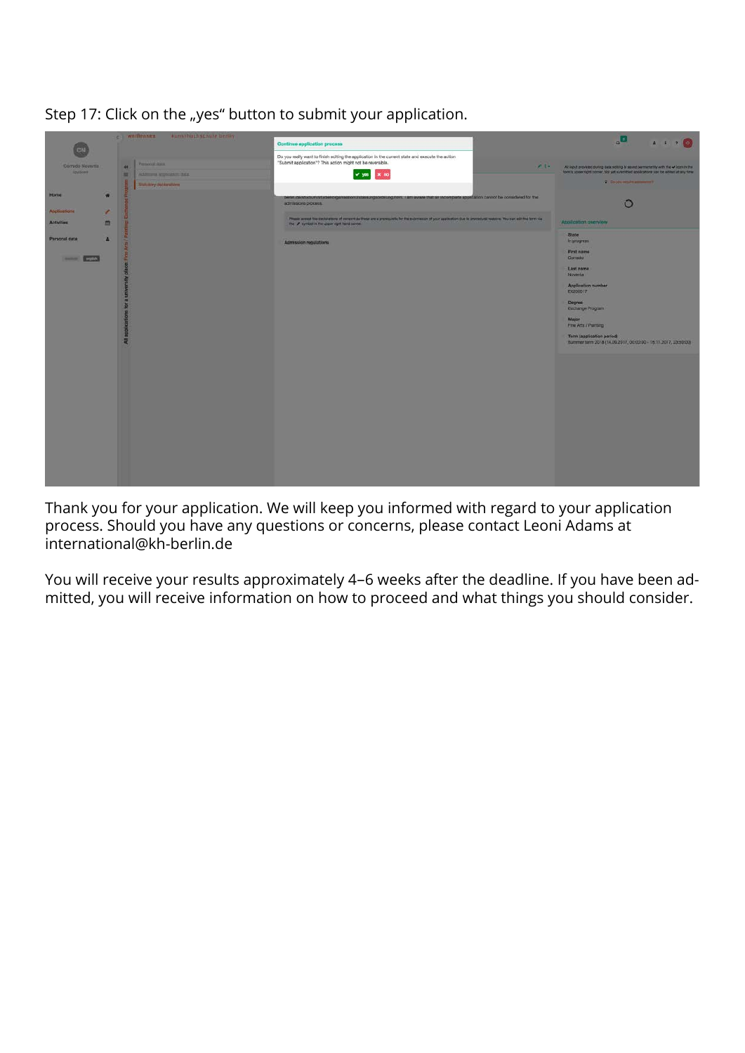Step 17: Click on the „yes“ button to submit your application.

Thank you for your application. We will keep you informed with regard to your application process. Should you have any questions or concerns, please contact Leoni Adams at international@kh-berlin.de

You will receive your results approximately 4–6 weeks after the deadline. If you have been admitted, you will receive information on how to proceed and what things you should consider.